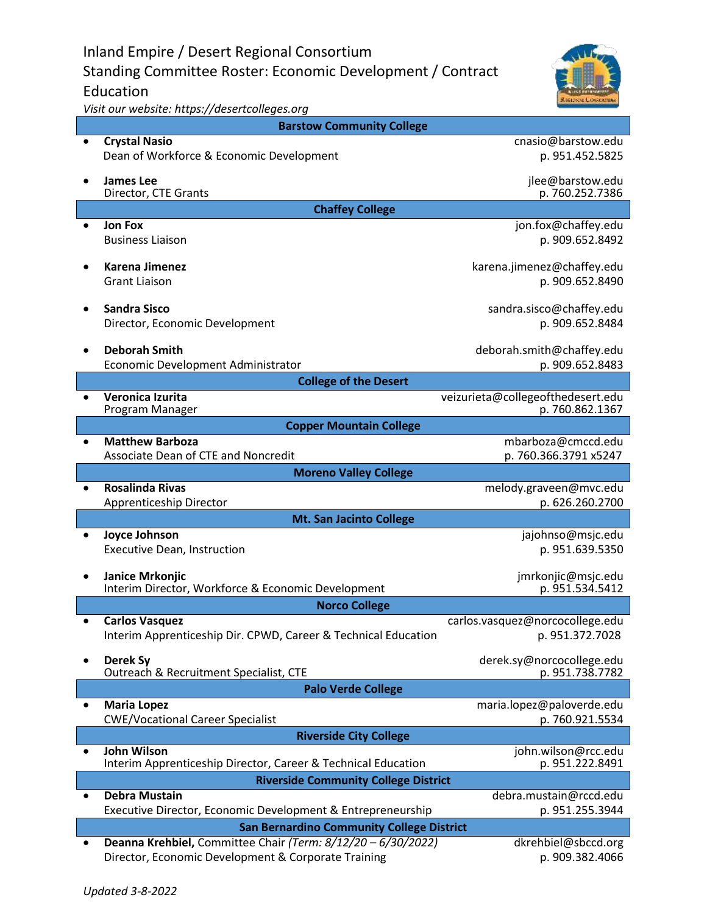# Inland Empire / Desert Regional Consortium

## Standing Committee Roster: Economic Development / Contract Education

*Visit our website: https://desertcolleges.org*

### Barstow Community College

- **Crystal Nasio** — cnasio@barstow.edu
  Dean of Workforce & Economic Development — p. 951.452.5825

- **James Lee** — jlee@barstow.edu
  Director, CTE Grants — p. 760.252.7386

### Chaffey College

- **Jon Fox** — jon.fox@chaffey.edu
  Business Liaison — p. 909.652.8492

- **Karena Jimenez** — karena.jimenez@chaffey.edu
  Grant Liaison — p. 909.652.8490

- **Sandra Sisco** — sandra.sisco@chaffey.edu
  Director, Economic Development — p. 909.652.8484

- **Deborah Smith** — deborah.smith@chaffey.edu
  Economic Development Administrator — p. 909.652.8483

### College of the Desert

- **Veronica Izurita** — veizurieta@collegeofthedesert.edu
  Program Manager — p. 760.862.1367

### Copper Mountain College

- **Matthew Barboza** — mbarboza@cmccd.edu
  Associate Dean of CTE and Noncredit — p. 760.366.3791 x5247

### Moreno Valley College

- **Rosalinda Rivas** — melody.graveen@mvc.edu
  Apprenticeship Director — p. 626.260.2700

### Mt. San Jacinto College

- **Joyce Johnson** — jajohnso@msjc.edu
  Executive Dean, Instruction — p. 951.639.5350

- **Janice Mrkonjic** — jmrkonjic@msjc.edu
  Interim Director, Workforce & Economic Development — p. 951.534.5412

### Norco College

- **Carlos Vasquez** — carlos.vasquez@norcocollege.edu
  Interim Apprenticeship Dir. CPWD, Career & Technical Education — p. 951.372.7028

- **Derek Sy** — derek.sy@norcocollege.edu
  Outreach & Recruitment Specialist, CTE — p. 951.738.7782

### Palo Verde College

- **Maria Lopez** — maria.lopez@paloverde.edu
  CWE/Vocational Career Specialist — p. 760.921.5534

### Riverside City College

- **John Wilson** — john.wilson@rcc.edu
  Interim Apprenticeship Director, Career & Technical Education — p. 951.222.8491

### Riverside Community College District

- **Debra Mustain** — debra.mustain@rccd.edu
  Executive Director, Economic Development & Entrepreneurship — p. 951.255.3944

### San Bernardino Community College District

- **Deanna Krehbiel,** Committee Chair *(Term: 8/12/20 – 6/30/2022)* — dkrehbiel@sbccd.org
  Director, Economic Development & Corporate Training — p. 909.382.4066

*Updated 3-8-2022*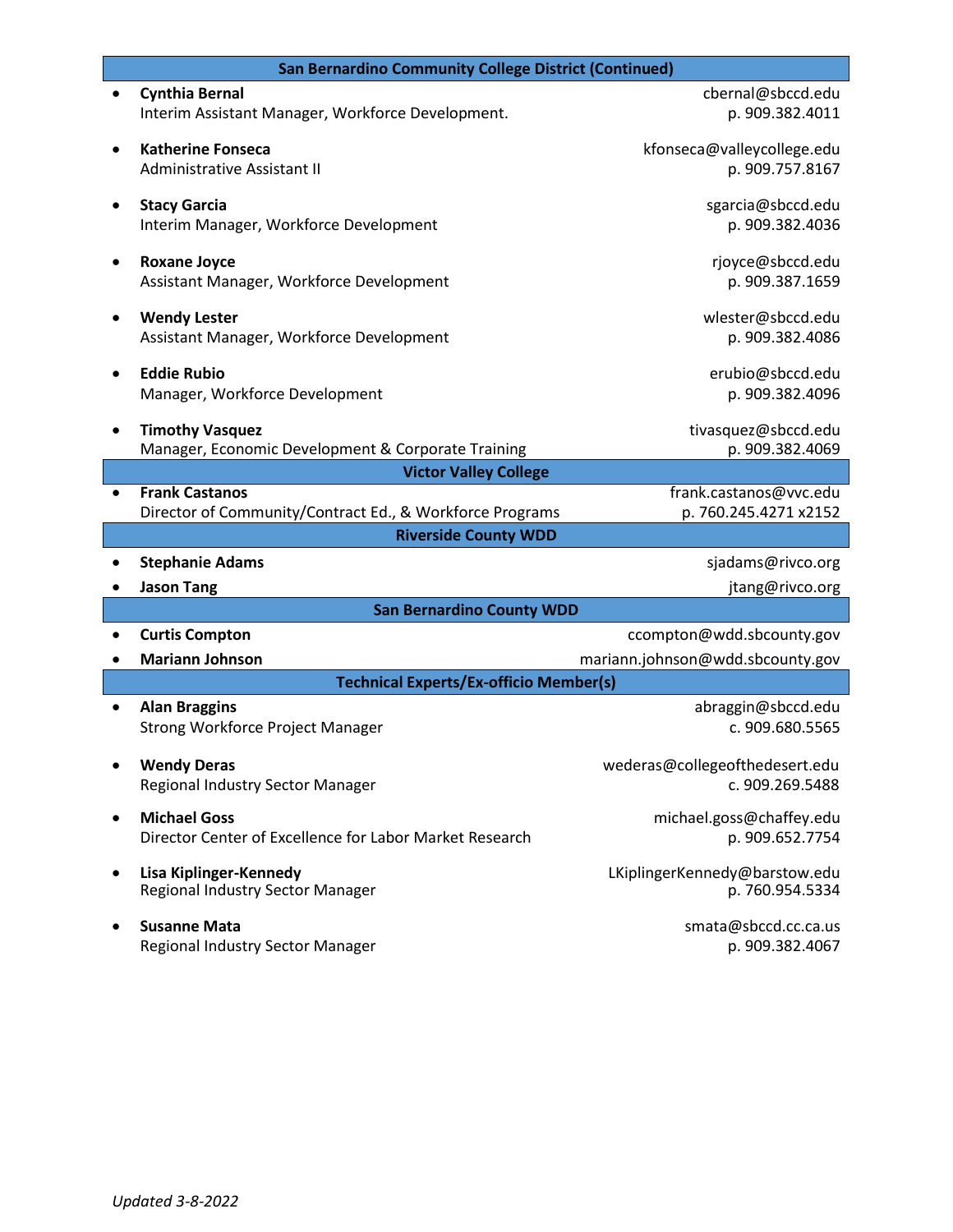## San Bernardino Community College District (Continued)

- **Cynthia Bernal** — cbernal@sbccd.edu
  Interim Assistant Manager, Workforce Development. — p. 909.382.4011

- **Katherine Fonseca** — kfonseca@valleycollege.edu
  Administrative Assistant II — p. 909.757.8167

- **Stacy Garcia** — sgarcia@sbccd.edu
  Interim Manager, Workforce Development — p. 909.382.4036

- **Roxane Joyce** — rjoyce@sbccd.edu
  Assistant Manager, Workforce Development — p. 909.387.1659

- **Wendy Lester** — wlester@sbccd.edu
  Assistant Manager, Workforce Development — p. 909.382.4086

- **Eddie Rubio** — erubio@sbccd.edu
  Manager, Workforce Development — p. 909.382.4096

- **Timothy Vasquez** — tivasquez@sbccd.edu
  Manager, Economic Development & Corporate Training — p. 909.382.4069

## Victor Valley College

- **Frank Castanos** — frank.castanos@vvc.edu
  Director of Community/Contract Ed., & Workforce Programs — p. 760.245.4271 x2152

## Riverside County WDD

- **Stephanie Adams** — sjadams@rivco.org
- **Jason Tang** — jtang@rivco.org

## San Bernardino County WDD

- **Curtis Compton** — ccompton@wdd.sbcounty.gov
- **Mariann Johnson** — mariann.johnson@wdd.sbcounty.gov

## Technical Experts/Ex-officio Member(s)

- **Alan Braggins** — abraggin@sbccd.edu
  Strong Workforce Project Manager — c. 909.680.5565

- **Wendy Deras** — wederas@collegeofthedesert.edu
  Regional Industry Sector Manager — c. 909.269.5488

- **Michael Goss** — michael.goss@chaffey.edu
  Director Center of Excellence for Labor Market Research — p. 909.652.7754

- **Lisa Kiplinger-Kennedy** — LKiplingerKennedy@barstow.edu
  Regional Industry Sector Manager — p. 760.954.5334

- **Susanne Mata** — smata@sbccd.cc.ca.us
  Regional Industry Sector Manager — p. 909.382.4067

*Updated 3-8-2022*